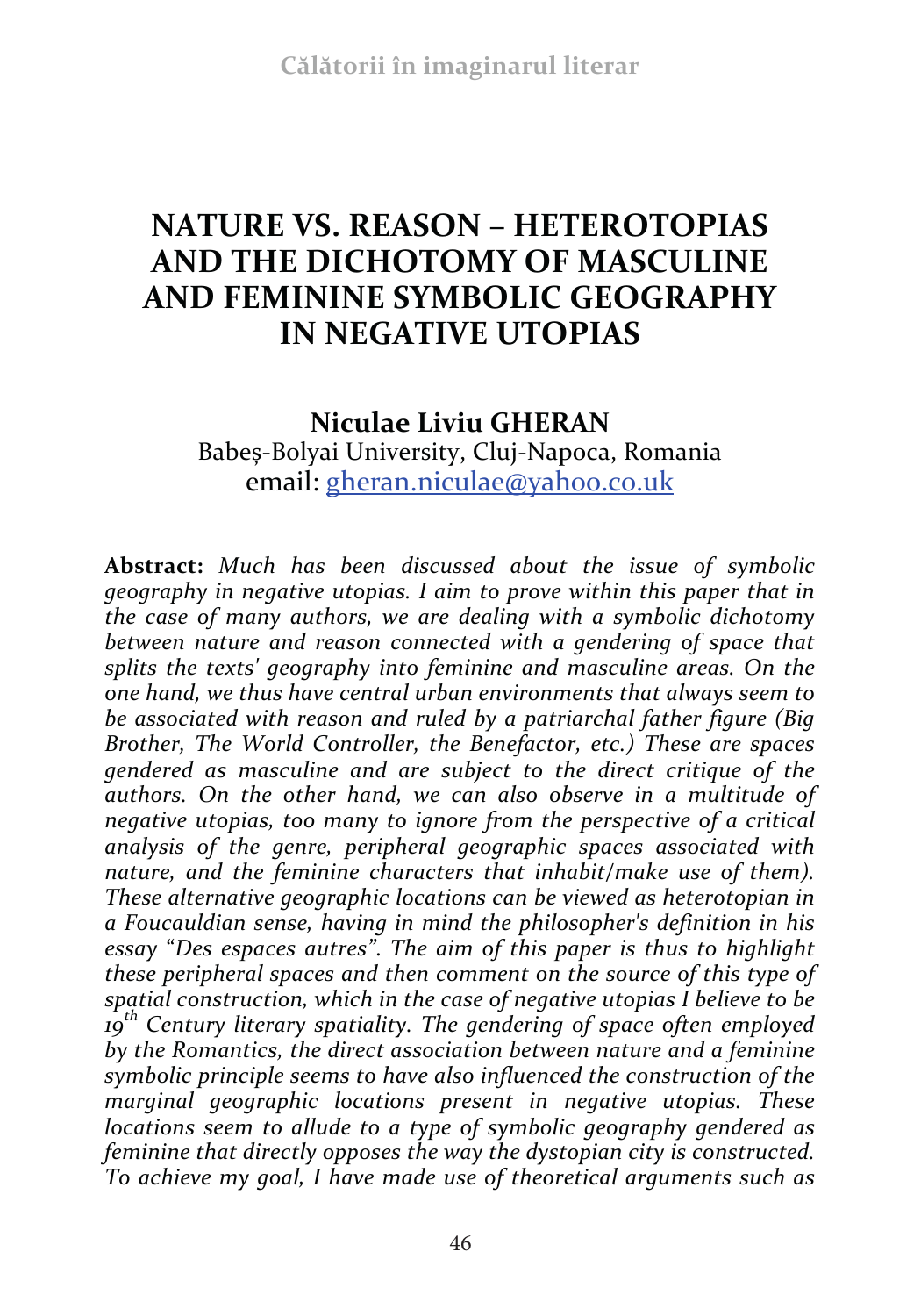# NATURE VS. REASON – HETEROTOPIAS AND THE DICHOTOMY OF MASCULINE AND FEMININE SYMBOLIC GEOGRAPHY IN NEGATIVE UTOPIAS

**Niculae Liviu GHERAN**
Babeș-Bolyai University, Cluj-Napoca, Romania
email: gheran.niculae@yahoo.co.uk

**Abstract:** *Much has been discussed about the issue of symbolic geography in negative utopias. I aim to prove within this paper that in the case of many authors, we are dealing with a symbolic dichotomy between nature and reason connected with a gendering of space that splits the texts' geography into feminine and masculine areas. On the one hand, we thus have central urban environments that always seem to be associated with reason and ruled by a patriarchal father figure (Big Brother, The World Controller, the Benefactor, etc.) These are spaces gendered as masculine and are subject to the direct critique of the authors. On the other hand, we can also observe in a multitude of negative utopias, too many to ignore from the perspective of a critical analysis of the genre, peripheral geographic spaces associated with nature, and the feminine characters that inhabit/make use of them). These alternative geographic locations can be viewed as heterotopian in a Foucauldian sense, having in mind the philosopher's definition in his essay "Des espaces autres". The aim of this paper is thus to highlight these peripheral spaces and then comment on the source of this type of spatial construction, which in the case of negative utopias I believe to be 19th Century literary spatiality. The gendering of space often employed by the Romantics, the direct association between nature and a feminine symbolic principle seems to have also influenced the construction of the marginal geographic locations present in negative utopias. These locations seem to allude to a type of symbolic geography gendered as feminine that directly opposes the way the dystopian city is constructed. To achieve my goal, I have made use of theoretical arguments such as*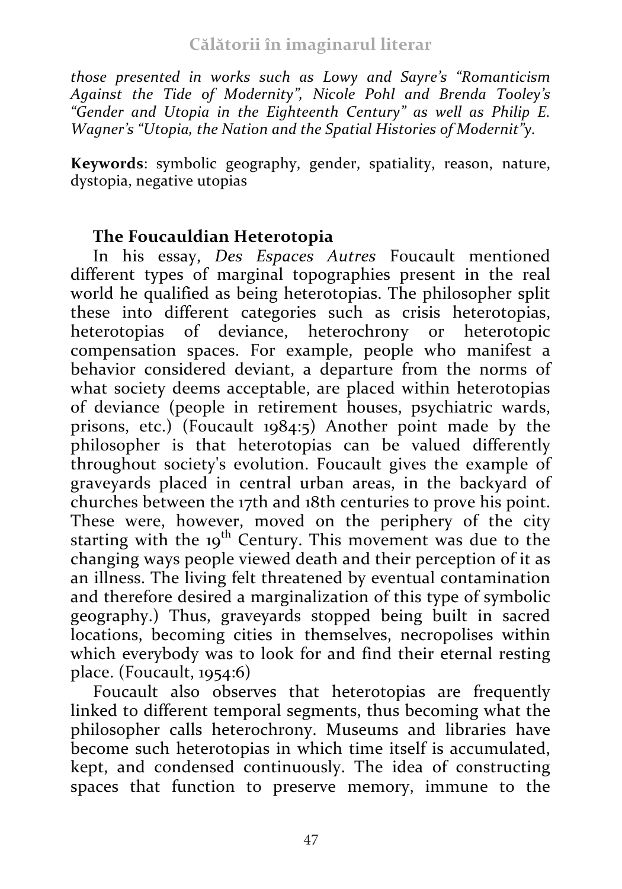*those presented in works such as Lowy and Sayre's "Romanticism Against the Tide of Modernity", Nicole Pohl and Brenda Tooley's "Gender and Utopia in the Eighteenth Century" as well as Philip E. Wagner's "Utopia, the Nation and the Spatial Histories of Modernit"y.*

**Keywords**: symbolic geography, gender, spatiality, reason, nature, dystopia, negative utopias

## The Foucauldian Heterotopia

In his essay, *Des Espaces Autres* Foucault mentioned different types of marginal topographies present in the real world he qualified as being heterotopias. The philosopher split these into different categories such as crisis heterotopias, heterotopias of deviance, heterochrony or heterotopic compensation spaces. For example, people who manifest a behavior considered deviant, a departure from the norms of what society deems acceptable, are placed within heterotopias of deviance (people in retirement houses, psychiatric wards, prisons, etc.) (Foucault 1984:5) Another point made by the philosopher is that heterotopias can be valued differently throughout society's evolution. Foucault gives the example of graveyards placed in central urban areas, in the backyard of churches between the 17th and 18th centuries to prove his point. These were, however, moved on the periphery of the city starting with the 19th Century. This movement was due to the changing ways people viewed death and their perception of it as an illness. The living felt threatened by eventual contamination and therefore desired a marginalization of this type of symbolic geography.) Thus, graveyards stopped being built in sacred locations, becoming cities in themselves, necropolises within which everybody was to look for and find their eternal resting place. (Foucault, 1954:6)

Foucault also observes that heterotopias are frequently linked to different temporal segments, thus becoming what the philosopher calls heterochrony. Museums and libraries have become such heterotopias in which time itself is accumulated, kept, and condensed continuously. The idea of constructing spaces that function to preserve memory, immune to the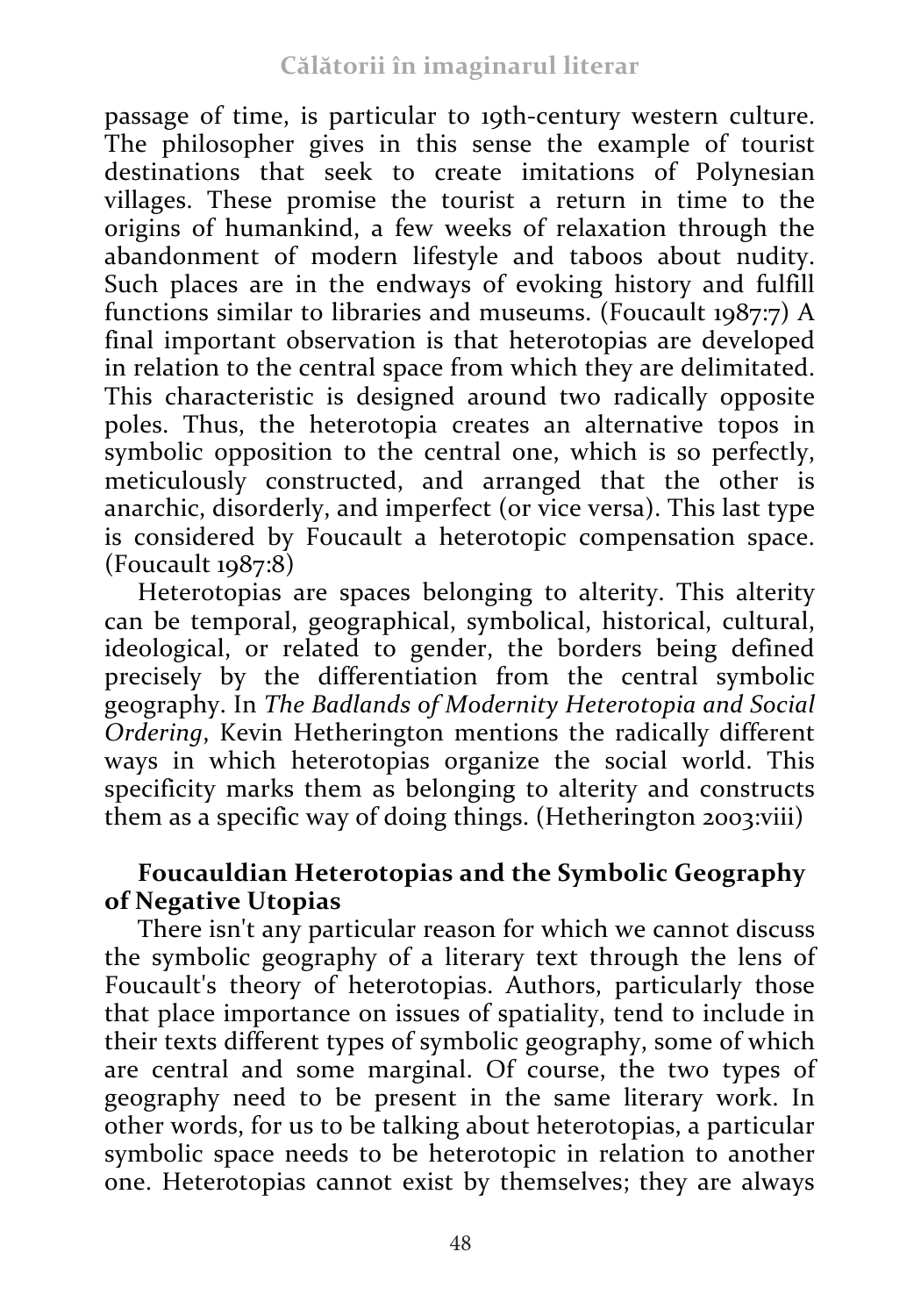passage of time, is particular to 19th-century western culture. The philosopher gives in this sense the example of tourist destinations that seek to create imitations of Polynesian villages. These promise the tourist a return in time to the origins of humankind, a few weeks of relaxation through the abandonment of modern lifestyle and taboos about nudity. Such places are in the endways of evoking history and fulfill functions similar to libraries and museums. (Foucault 1987:7) A final important observation is that heterotopias are developed in relation to the central space from which they are delimitated. This characteristic is designed around two radically opposite poles. Thus, the heterotopia creates an alternative topos in symbolic opposition to the central one, which is so perfectly, meticulously constructed, and arranged that the other is anarchic, disorderly, and imperfect (or vice versa). This last type is considered by Foucault a heterotopic compensation space. (Foucault 1987:8)

Heterotopias are spaces belonging to alterity. This alterity can be temporal, geographical, symbolical, historical, cultural, ideological, or related to gender, the borders being defined precisely by the differentiation from the central symbolic geography. In *The Badlands of Modernity Heterotopia and Social Ordering*, Kevin Hetherington mentions the radically different ways in which heterotopias organize the social world. This specificity marks them as belonging to alterity and constructs them as a specific way of doing things. (Hetherington 2003:viii)

## Foucauldian Heterotopias and the Symbolic Geography of Negative Utopias

There isn't any particular reason for which we cannot discuss the symbolic geography of a literary text through the lens of Foucault's theory of heterotopias. Authors, particularly those that place importance on issues of spatiality, tend to include in their texts different types of symbolic geography, some of which are central and some marginal. Of course, the two types of geography need to be present in the same literary work. In other words, for us to be talking about heterotopias, a particular symbolic space needs to be heterotopic in relation to another one. Heterotopias cannot exist by themselves; they are always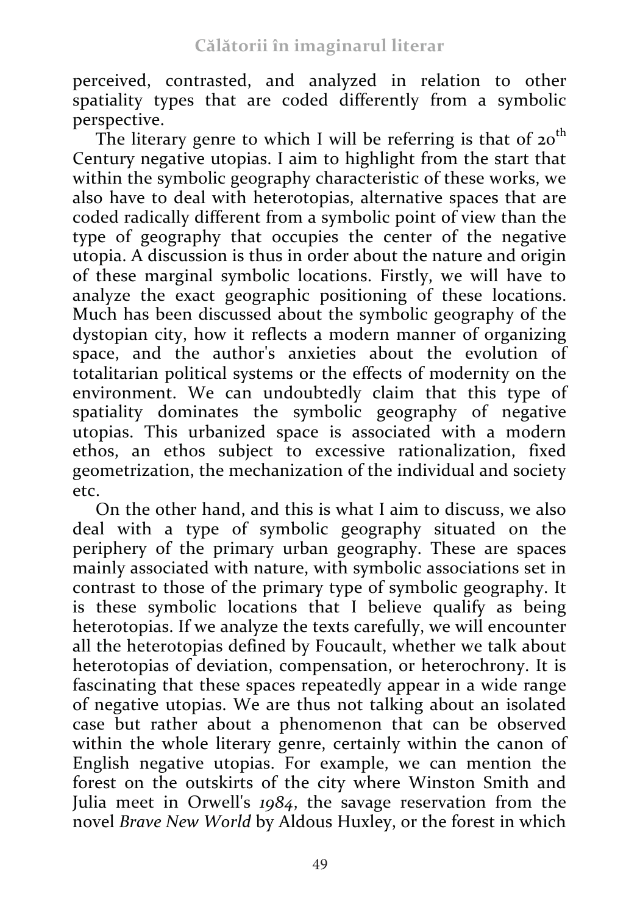perceived, contrasted, and analyzed in relation to other spatiality types that are coded differently from a symbolic perspective.

The literary genre to which I will be referring is that of 20th Century negative utopias. I aim to highlight from the start that within the symbolic geography characteristic of these works, we also have to deal with heterotopias, alternative spaces that are coded radically different from a symbolic point of view than the type of geography that occupies the center of the negative utopia. A discussion is thus in order about the nature and origin of these marginal symbolic locations. Firstly, we will have to analyze the exact geographic positioning of these locations. Much has been discussed about the symbolic geography of the dystopian city, how it reflects a modern manner of organizing space, and the author's anxieties about the evolution of totalitarian political systems or the effects of modernity on the environment. We can undoubtedly claim that this type of spatiality dominates the symbolic geography of negative utopias. This urbanized space is associated with a modern ethos, an ethos subject to excessive rationalization, fixed geometrization, the mechanization of the individual and society etc.

On the other hand, and this is what I aim to discuss, we also deal with a type of symbolic geography situated on the periphery of the primary urban geography. These are spaces mainly associated with nature, with symbolic associations set in contrast to those of the primary type of symbolic geography. It is these symbolic locations that I believe qualify as being heterotopias. If we analyze the texts carefully, we will encounter all the heterotopias defined by Foucault, whether we talk about heterotopias of deviation, compensation, or heterochrony. It is fascinating that these spaces repeatedly appear in a wide range of negative utopias. We are thus not talking about an isolated case but rather about a phenomenon that can be observed within the whole literary genre, certainly within the canon of English negative utopias. For example, we can mention the forest on the outskirts of the city where Winston Smith and Julia meet in Orwell's *1984*, the savage reservation from the novel *Brave New World* by Aldous Huxley, or the forest in which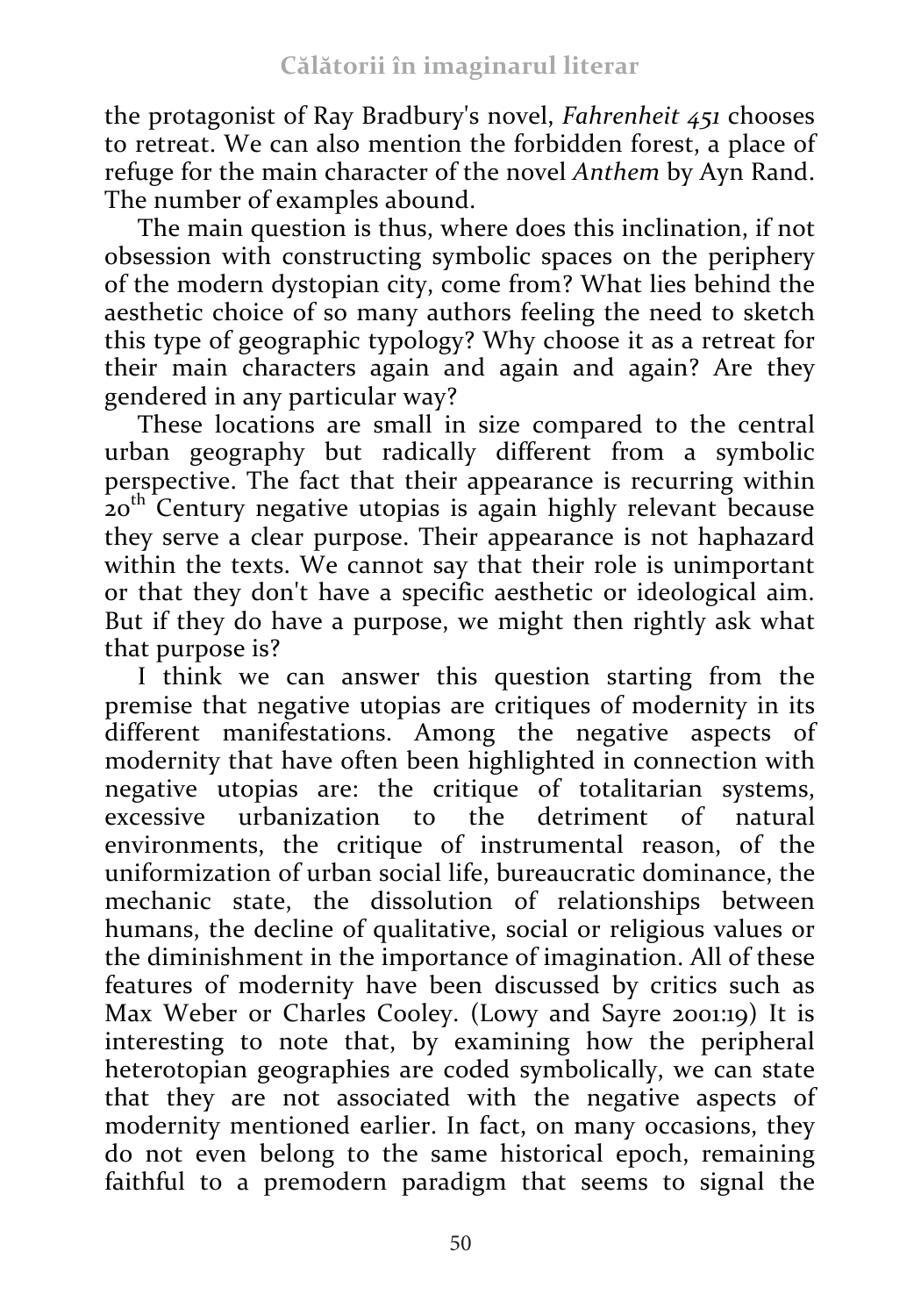the protagonist of Ray Bradbury's novel, *Fahrenheit 451* chooses to retreat. We can also mention the forbidden forest, a place of refuge for the main character of the novel *Anthem* by Ayn Rand. The number of examples abound.

The main question is thus, where does this inclination, if not obsession with constructing symbolic spaces on the periphery of the modern dystopian city, come from? What lies behind the aesthetic choice of so many authors feeling the need to sketch this type of geographic typology? Why choose it as a retreat for their main characters again and again and again? Are they gendered in any particular way?

These locations are small in size compared to the central urban geography but radically different from a symbolic perspective. The fact that their appearance is recurring within 20th Century negative utopias is again highly relevant because they serve a clear purpose. Their appearance is not haphazard within the texts. We cannot say that their role is unimportant or that they don't have a specific aesthetic or ideological aim. But if they do have a purpose, we might then rightly ask what that purpose is?

I think we can answer this question starting from the premise that negative utopias are critiques of modernity in its different manifestations. Among the negative aspects of modernity that have often been highlighted in connection with negative utopias are: the critique of totalitarian systems, excessive urbanization to the detriment of natural environments, the critique of instrumental reason, of the uniformization of urban social life, bureaucratic dominance, the mechanic state, the dissolution of relationships between humans, the decline of qualitative, social or religious values or the diminishment in the importance of imagination. All of these features of modernity have been discussed by critics such as Max Weber or Charles Cooley. (Lowy and Sayre 2001:19) It is interesting to note that, by examining how the peripheral heterotopian geographies are coded symbolically, we can state that they are not associated with the negative aspects of modernity mentioned earlier. In fact, on many occasions, they do not even belong to the same historical epoch, remaining faithful to a premodern paradigm that seems to signal the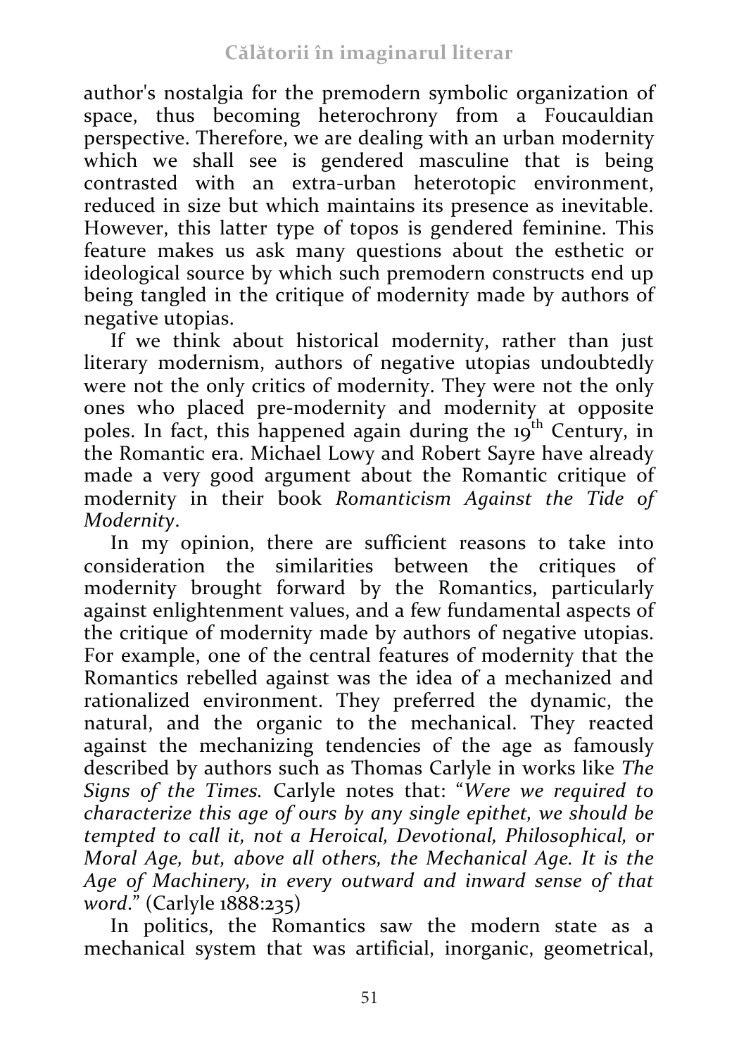author's nostalgia for the premodern symbolic organization of space, thus becoming heterochrony from a Foucauldian perspective. Therefore, we are dealing with an urban modernity which we shall see is gendered masculine that is being contrasted with an extra-urban heterotopic environment, reduced in size but which maintains its presence as inevitable. However, this latter type of topos is gendered feminine. This feature makes us ask many questions about the esthetic or ideological source by which such premodern constructs end up being tangled in the critique of modernity made by authors of negative utopias.

If we think about historical modernity, rather than just literary modernism, authors of negative utopias undoubtedly were not the only critics of modernity. They were not the only ones who placed pre-modernity and modernity at opposite poles. In fact, this happened again during the 19th Century, in the Romantic era. Michael Lowy and Robert Sayre have already made a very good argument about the Romantic critique of modernity in their book *Romanticism Against the Tide of Modernity*.

In my opinion, there are sufficient reasons to take into consideration the similarities between the critiques of modernity brought forward by the Romantics, particularly against enlightenment values, and a few fundamental aspects of the critique of modernity made by authors of negative utopias. For example, one of the central features of modernity that the Romantics rebelled against was the idea of a mechanized and rationalized environment. They preferred the dynamic, the natural, and the organic to the mechanical. They reacted against the mechanizing tendencies of the age as famously described by authors such as Thomas Carlyle in works like *The Signs of the Times.* Carlyle notes that: "*Were we required to characterize this age of ours by any single epithet, we should be tempted to call it, not a Heroical, Devotional, Philosophical, or Moral Age, but, above all others, the Mechanical Age. It is the Age of Machinery, in every outward and inward sense of that word*." (Carlyle 1888:235)

In politics, the Romantics saw the modern state as a mechanical system that was artificial, inorganic, geometrical,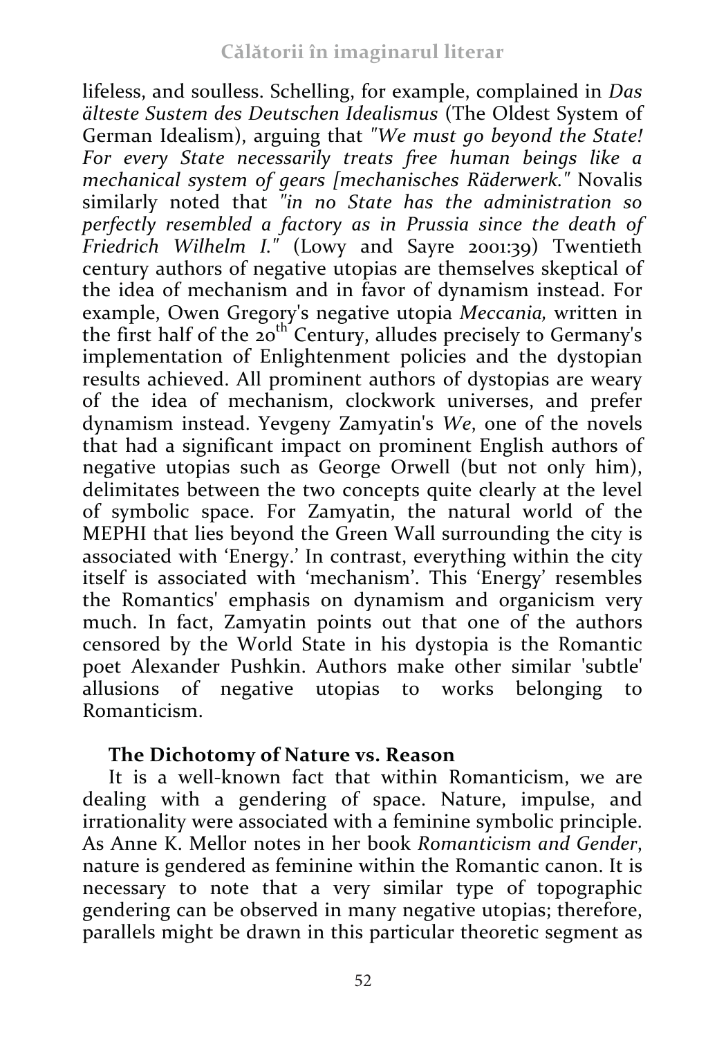lifeless, and soulless. Schelling, for example, complained in *Das älteste Sustem des Deutschen Idealismus* (The Oldest System of German Idealism), arguing that *"We must go beyond the State! For every State necessarily treats free human beings like a mechanical system of gears [mechanisches Räderwerk."* Novalis similarly noted that *"in no State has the administration so perfectly resembled a factory as in Prussia since the death of Friedrich Wilhelm I."* (Lowy and Sayre 2001:39) Twentieth century authors of negative utopias are themselves skeptical of the idea of mechanism and in favor of dynamism instead. For example, Owen Gregory's negative utopia *Meccania,* written in the first half of the 20th Century, alludes precisely to Germany's implementation of Enlightenment policies and the dystopian results achieved. All prominent authors of dystopias are weary of the idea of mechanism, clockwork universes, and prefer dynamism instead. Yevgeny Zamyatin's *We*, one of the novels that had a significant impact on prominent English authors of negative utopias such as George Orwell (but not only him), delimitates between the two concepts quite clearly at the level of symbolic space. For Zamyatin, the natural world of the MEPHI that lies beyond the Green Wall surrounding the city is associated with 'Energy.' In contrast, everything within the city itself is associated with 'mechanism'. This 'Energy' resembles the Romantics' emphasis on dynamism and organicism very much. In fact, Zamyatin points out that one of the authors censored by the World State in his dystopia is the Romantic poet Alexander Pushkin. Authors make other similar 'subtle' allusions of negative utopias to works belonging to Romanticism.

### The Dichotomy of Nature vs. Reason

It is a well-known fact that within Romanticism, we are dealing with a gendering of space. Nature, impulse, and irrationality were associated with a feminine symbolic principle. As Anne K. Mellor notes in her book *Romanticism and Gender*, nature is gendered as feminine within the Romantic canon. It is necessary to note that a very similar type of topographic gendering can be observed in many negative utopias; therefore, parallels might be drawn in this particular theoretic segment as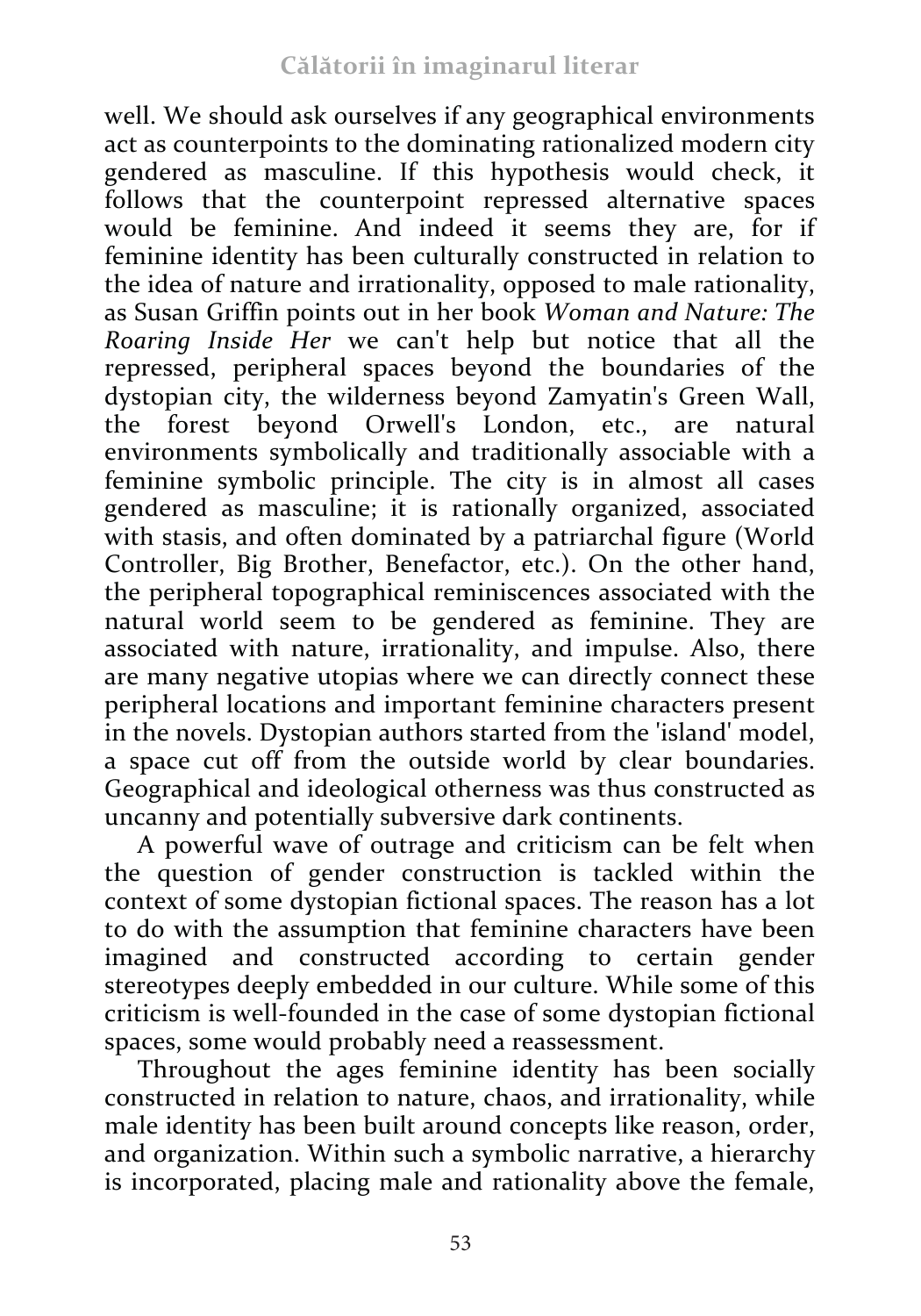well. We should ask ourselves if any geographical environments act as counterpoints to the dominating rationalized modern city gendered as masculine. If this hypothesis would check, it follows that the counterpoint repressed alternative spaces would be feminine. And indeed it seems they are, for if feminine identity has been culturally constructed in relation to the idea of nature and irrationality, opposed to male rationality, as Susan Griffin points out in her book *Woman and Nature: The Roaring Inside Her* we can't help but notice that all the repressed, peripheral spaces beyond the boundaries of the dystopian city, the wilderness beyond Zamyatin's Green Wall, the forest beyond Orwell's London, etc., are natural environments symbolically and traditionally associable with a feminine symbolic principle. The city is in almost all cases gendered as masculine; it is rationally organized, associated with stasis, and often dominated by a patriarchal figure (World Controller, Big Brother, Benefactor, etc.). On the other hand, the peripheral topographical reminiscences associated with the natural world seem to be gendered as feminine. They are associated with nature, irrationality, and impulse. Also, there are many negative utopias where we can directly connect these peripheral locations and important feminine characters present in the novels. Dystopian authors started from the 'island' model, a space cut off from the outside world by clear boundaries. Geographical and ideological otherness was thus constructed as uncanny and potentially subversive dark continents.

A powerful wave of outrage and criticism can be felt when the question of gender construction is tackled within the context of some dystopian fictional spaces. The reason has a lot to do with the assumption that feminine characters have been imagined and constructed according to certain gender stereotypes deeply embedded in our culture. While some of this criticism is well-founded in the case of some dystopian fictional spaces, some would probably need a reassessment.

Throughout the ages feminine identity has been socially constructed in relation to nature, chaos, and irrationality, while male identity has been built around concepts like reason, order, and organization. Within such a symbolic narrative, a hierarchy is incorporated, placing male and rationality above the female,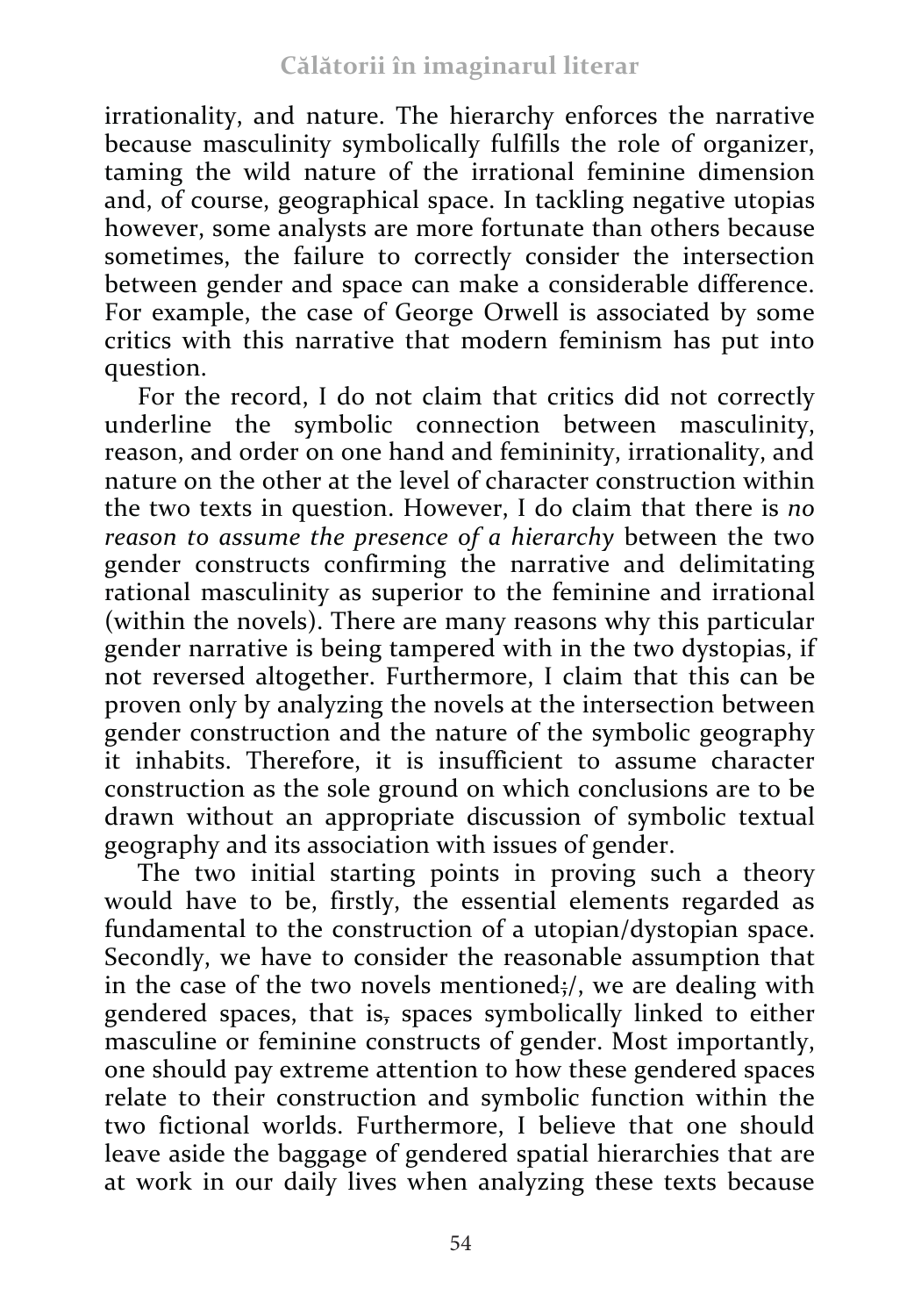irrationality, and nature. The hierarchy enforces the narrative because masculinity symbolically fulfills the role of organizer, taming the wild nature of the irrational feminine dimension and, of course, geographical space. In tackling negative utopias however, some analysts are more fortunate than others because sometimes, the failure to correctly consider the intersection between gender and space can make a considerable difference. For example, the case of George Orwell is associated by some critics with this narrative that modern feminism has put into question.

For the record, I do not claim that critics did not correctly underline the symbolic connection between masculinity, reason, and order on one hand and femininity, irrationality, and nature on the other at the level of character construction within the two texts in question. However, I do claim that there is *no reason to assume the presence of a hierarchy* between the two gender constructs confirming the narrative and delimitating rational masculinity as superior to the feminine and irrational (within the novels). There are many reasons why this particular gender narrative is being tampered with in the two dystopias, if not reversed altogether. Furthermore, I claim that this can be proven only by analyzing the novels at the intersection between gender construction and the nature of the symbolic geography it inhabits. Therefore, it is insufficient to assume character construction as the sole ground on which conclusions are to be drawn without an appropriate discussion of symbolic textual geography and its association with issues of gender.

The two initial starting points in proving such a theory would have to be, firstly, the essential elements regarded as fundamental to the construction of a utopian/dystopian space. Secondly, we have to consider the reasonable assumption that in the case of the two novels mentioned;/, we are dealing with gendered spaces, that is, spaces symbolically linked to either masculine or feminine constructs of gender. Most importantly, one should pay extreme attention to how these gendered spaces relate to their construction and symbolic function within the two fictional worlds. Furthermore, I believe that one should leave aside the baggage of gendered spatial hierarchies that are at work in our daily lives when analyzing these texts because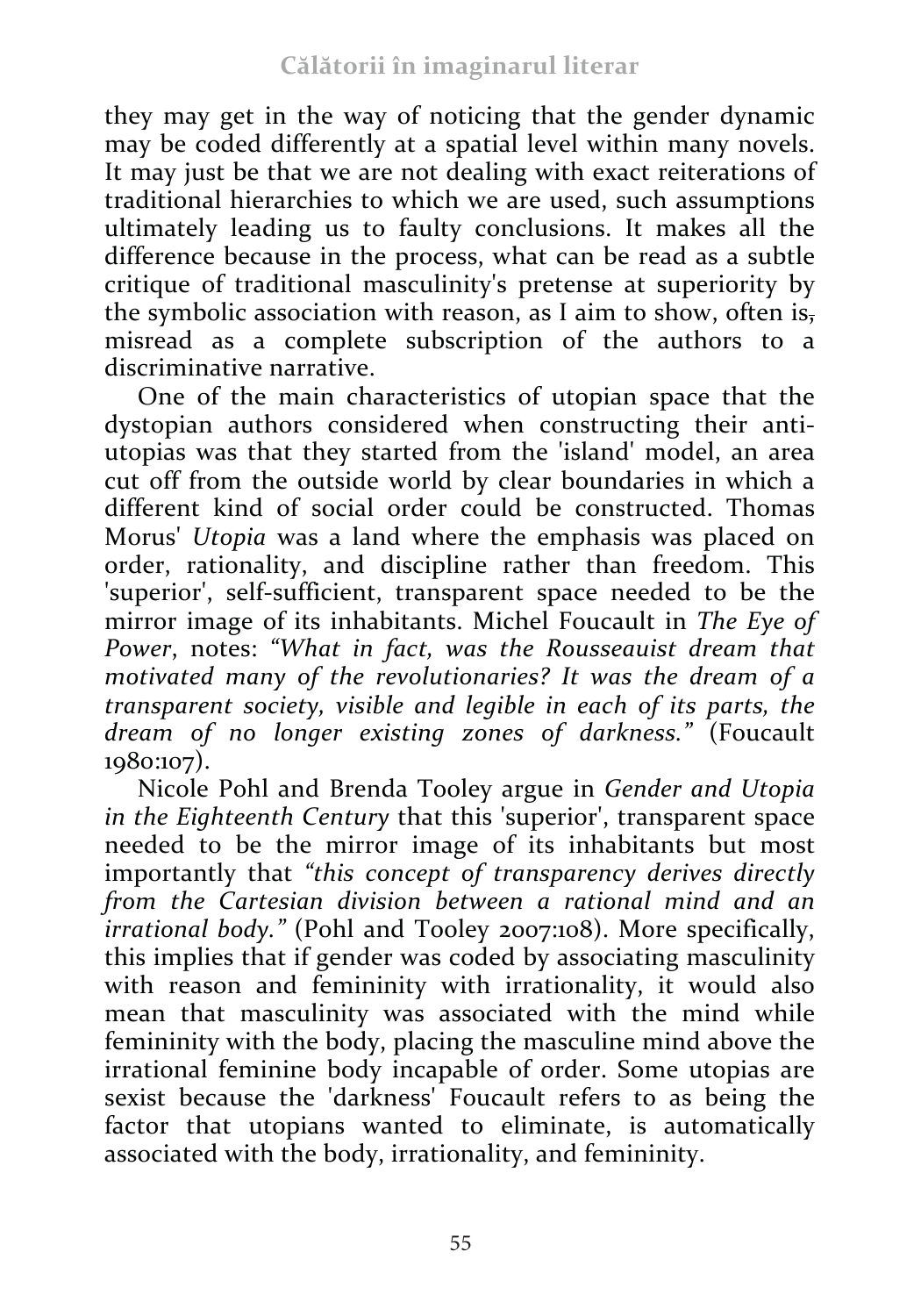they may get in the way of noticing that the gender dynamic may be coded differently at a spatial level within many novels. It may just be that we are not dealing with exact reiterations of traditional hierarchies to which we are used, such assumptions ultimately leading us to faulty conclusions. It makes all the difference because in the process, what can be read as a subtle critique of traditional masculinity's pretense at superiority by the symbolic association with reason, as I aim to show, often is, misread as a complete subscription of the authors to a discriminative narrative.

One of the main characteristics of utopian space that the dystopian authors considered when constructing their anti-utopias was that they started from the 'island' model, an area cut off from the outside world by clear boundaries in which a different kind of social order could be constructed. Thomas Morus' *Utopia* was a land where the emphasis was placed on order, rationality, and discipline rather than freedom. This 'superior', self-sufficient, transparent space needed to be the mirror image of its inhabitants. Michel Foucault in *The Eye of Power*, notes: *"What in fact, was the Rousseauist dream that motivated many of the revolutionaries? It was the dream of a transparent society, visible and legible in each of its parts, the dream of no longer existing zones of darkness."* (Foucault 1980:107).

Nicole Pohl and Brenda Tooley argue in *Gender and Utopia in the Eighteenth Century* that this 'superior', transparent space needed to be the mirror image of its inhabitants but most importantly that *"this concept of transparency derives directly from the Cartesian division between a rational mind and an irrational body."* (Pohl and Tooley 2007:108). More specifically, this implies that if gender was coded by associating masculinity with reason and femininity with irrationality, it would also mean that masculinity was associated with the mind while femininity with the body, placing the masculine mind above the irrational feminine body incapable of order. Some utopias are sexist because the 'darkness' Foucault refers to as being the factor that utopians wanted to eliminate, is automatically associated with the body, irrationality, and femininity.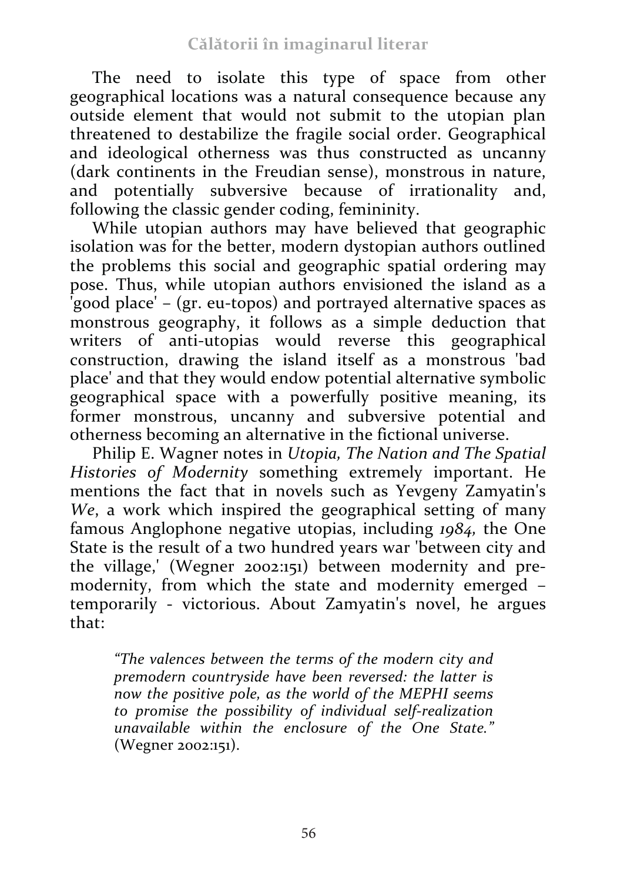The need to isolate this type of space from other geographical locations was a natural consequence because any outside element that would not submit to the utopian plan threatened to destabilize the fragile social order. Geographical and ideological otherness was thus constructed as uncanny (dark continents in the Freudian sense), monstrous in nature, and potentially subversive because of irrationality and, following the classic gender coding, femininity.

While utopian authors may have believed that geographic isolation was for the better, modern dystopian authors outlined the problems this social and geographic spatial ordering may pose. Thus, while utopian authors envisioned the island as a 'good place' – (gr. eu-topos) and portrayed alternative spaces as monstrous geography, it follows as a simple deduction that writers of anti-utopias would reverse this geographical construction, drawing the island itself as a monstrous 'bad place' and that they would endow potential alternative symbolic geographical space with a powerfully positive meaning, its former monstrous, uncanny and subversive potential and otherness becoming an alternative in the fictional universe.

Philip E. Wagner notes in *Utopia, The Nation and The Spatial Histories of Modernity* something extremely important. He mentions the fact that in novels such as Yevgeny Zamyatin's *We*, a work which inspired the geographical setting of many famous Anglophone negative utopias, including *1984*, the One State is the result of a two hundred years war 'between city and the village,' (Wegner 2002:151) between modernity and pre-modernity, from which the state and modernity emerged – temporarily - victorious. About Zamyatin's novel, he argues that:

> *"The valences between the terms of the modern city and premodern countryside have been reversed: the latter is now the positive pole, as the world of the MEPHI seems to promise the possibility of individual self-realization unavailable within the enclosure of the One State."* (Wegner 2002:151).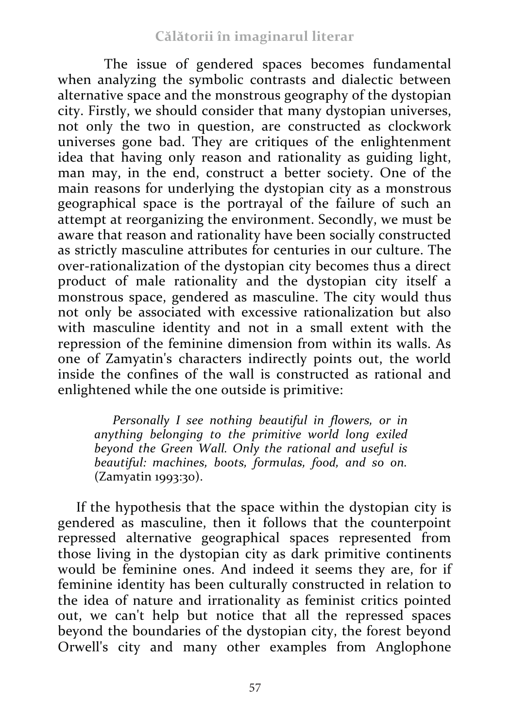The issue of gendered spaces becomes fundamental when analyzing the symbolic contrasts and dialectic between alternative space and the monstrous geography of the dystopian city. Firstly, we should consider that many dystopian universes, not only the two in question, are constructed as clockwork universes gone bad. They are critiques of the enlightenment idea that having only reason and rationality as guiding light, man may, in the end, construct a better society. One of the main reasons for underlying the dystopian city as a monstrous geographical space is the portrayal of the failure of such an attempt at reorganizing the environment. Secondly, we must be aware that reason and rationality have been socially constructed as strictly masculine attributes for centuries in our culture. The over-rationalization of the dystopian city becomes thus a direct product of male rationality and the dystopian city itself a monstrous space, gendered as masculine. The city would thus not only be associated with excessive rationalization but also with masculine identity and not in a small extent with the repression of the feminine dimension from within its walls. As one of Zamyatin's characters indirectly points out, the world inside the confines of the wall is constructed as rational and enlightened while the one outside is primitive:

> *Personally I see nothing beautiful in flowers, or in anything belonging to the primitive world long exiled beyond the Green Wall. Only the rational and useful is beautiful: machines, boots, formulas, food, and so on.* (Zamyatin 1993:30).

If the hypothesis that the space within the dystopian city is gendered as masculine, then it follows that the counterpoint repressed alternative geographical spaces represented from those living in the dystopian city as dark primitive continents would be feminine ones. And indeed it seems they are, for if feminine identity has been culturally constructed in relation to the idea of nature and irrationality as feminist critics pointed out, we can't help but notice that all the repressed spaces beyond the boundaries of the dystopian city, the forest beyond Orwell's city and many other examples from Anglophone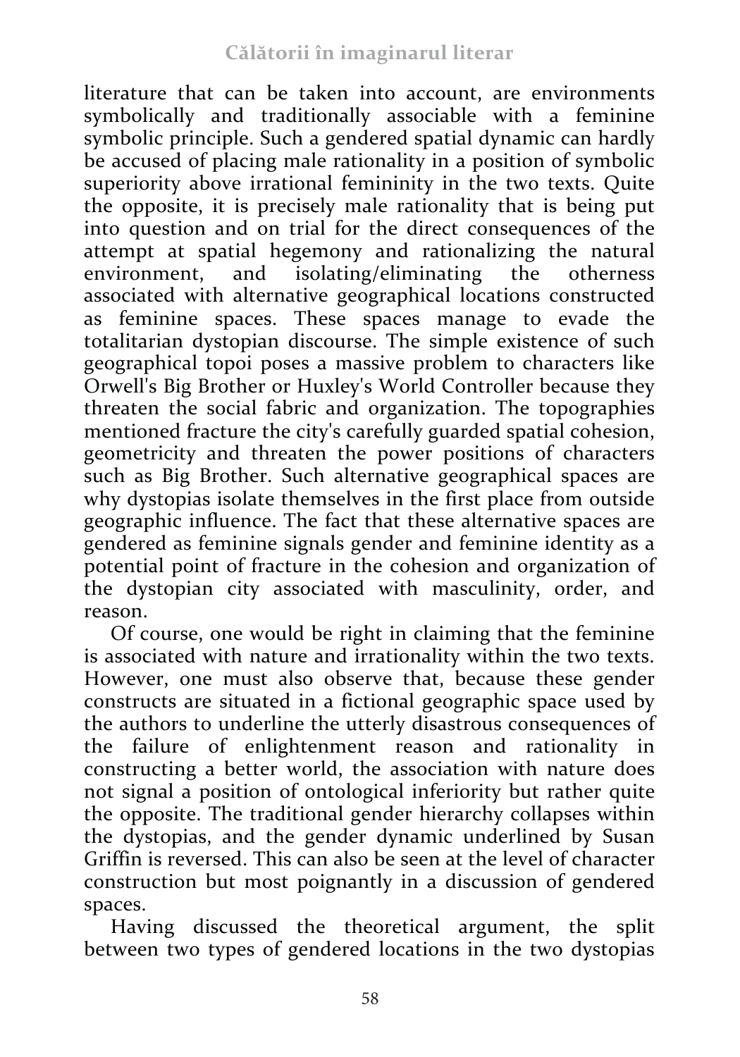literature that can be taken into account, are environments symbolically and traditionally associable with a feminine symbolic principle. Such a gendered spatial dynamic can hardly be accused of placing male rationality in a position of symbolic superiority above irrational femininity in the two texts. Quite the opposite, it is precisely male rationality that is being put into question and on trial for the direct consequences of the attempt at spatial hegemony and rationalizing the natural environment, and isolating/eliminating the otherness associated with alternative geographical locations constructed as feminine spaces. These spaces manage to evade the totalitarian dystopian discourse. The simple existence of such geographical topoi poses a massive problem to characters like Orwell's Big Brother or Huxley's World Controller because they threaten the social fabric and organization. The topographies mentioned fracture the city's carefully guarded spatial cohesion, geometricity and threaten the power positions of characters such as Big Brother. Such alternative geographical spaces are why dystopias isolate themselves in the first place from outside geographic influence. The fact that these alternative spaces are gendered as feminine signals gender and feminine identity as a potential point of fracture in the cohesion and organization of the dystopian city associated with masculinity, order, and reason.

Of course, one would be right in claiming that the feminine is associated with nature and irrationality within the two texts. However, one must also observe that, because these gender constructs are situated in a fictional geographic space used by the authors to underline the utterly disastrous consequences of the failure of enlightenment reason and rationality in constructing a better world, the association with nature does not signal a position of ontological inferiority but rather quite the opposite. The traditional gender hierarchy collapses within the dystopias, and the gender dynamic underlined by Susan Griffin is reversed. This can also be seen at the level of character construction but most poignantly in a discussion of gendered spaces.

Having discussed the theoretical argument, the split between two types of gendered locations in the two dystopias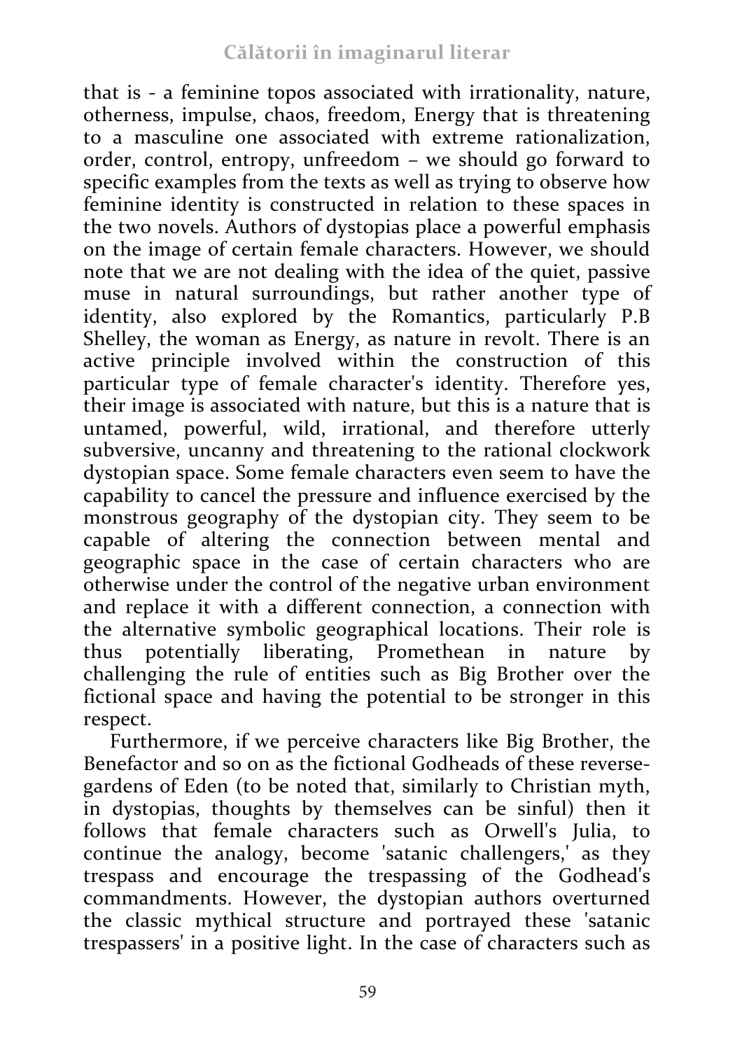that is - a feminine topos associated with irrationality, nature, otherness, impulse, chaos, freedom, Energy that is threatening to a masculine one associated with extreme rationalization, order, control, entropy, unfreedom – we should go forward to specific examples from the texts as well as trying to observe how feminine identity is constructed in relation to these spaces in the two novels. Authors of dystopias place a powerful emphasis on the image of certain female characters. However, we should note that we are not dealing with the idea of the quiet, passive muse in natural surroundings, but rather another type of identity, also explored by the Romantics, particularly P.B Shelley, the woman as Energy, as nature in revolt. There is an active principle involved within the construction of this particular type of female character's identity. Therefore yes, their image is associated with nature, but this is a nature that is untamed, powerful, wild, irrational, and therefore utterly subversive, uncanny and threatening to the rational clockwork dystopian space. Some female characters even seem to have the capability to cancel the pressure and influence exercised by the monstrous geography of the dystopian city. They seem to be capable of altering the connection between mental and geographic space in the case of certain characters who are otherwise under the control of the negative urban environment and replace it with a different connection, a connection with the alternative symbolic geographical locations. Their role is thus potentially liberating, Promethean in nature by challenging the rule of entities such as Big Brother over the fictional space and having the potential to be stronger in this respect.

Furthermore, if we perceive characters like Big Brother, the Benefactor and so on as the fictional Godheads of these reverse-gardens of Eden (to be noted that, similarly to Christian myth, in dystopias, thoughts by themselves can be sinful) then it follows that female characters such as Orwell's Julia, to continue the analogy, become 'satanic challengers,' as they trespass and encourage the trespassing of the Godhead's commandments. However, the dystopian authors overturned the classic mythical structure and portrayed these 'satanic trespassers' in a positive light. In the case of characters such as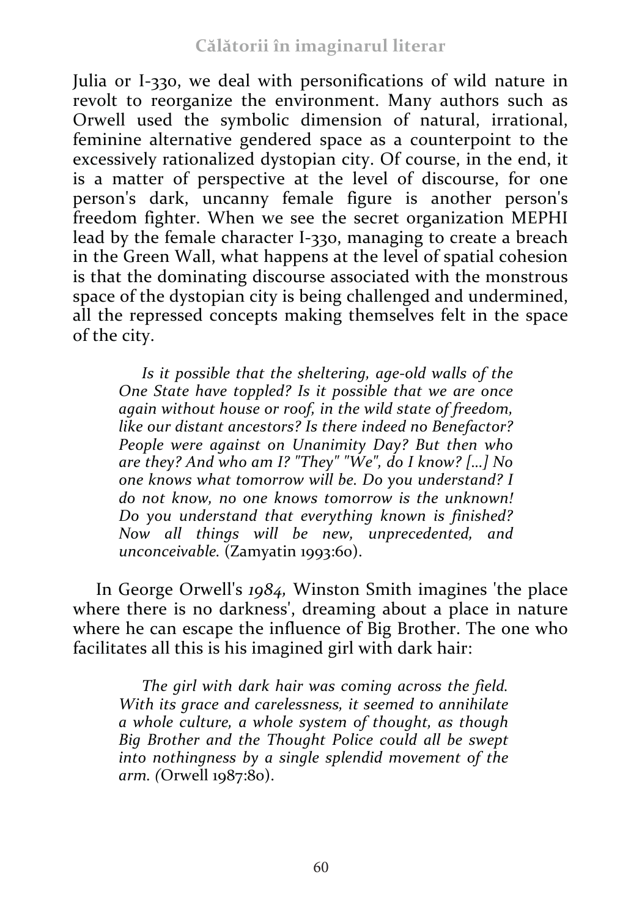Julia or I-330, we deal with personifications of wild nature in revolt to reorganize the environment. Many authors such as Orwell used the symbolic dimension of natural, irrational, feminine alternative gendered space as a counterpoint to the excessively rationalized dystopian city. Of course, in the end, it is a matter of perspective at the level of discourse, for one person's dark, uncanny female figure is another person's freedom fighter. When we see the secret organization MEPHI lead by the female character I-330, managing to create a breach in the Green Wall, what happens at the level of spatial cohesion is that the dominating discourse associated with the monstrous space of the dystopian city is being challenged and undermined, all the repressed concepts making themselves felt in the space of the city.

> *Is it possible that the sheltering, age-old walls of the One State have toppled? Is it possible that we are once again without house or roof, in the wild state of freedom, like our distant ancestors? Is there indeed no Benefactor? People were against on Unanimity Day? But then who are they? And who am I? "They" "We", do I know? [...] No one knows what tomorrow will be. Do you understand? I do not know, no one knows tomorrow is the unknown! Do you understand that everything known is finished? Now all things will be new, unprecedented, and unconceivable.* (Zamyatin 1993:60).

In George Orwell's *1984,* Winston Smith imagines 'the place where there is no darkness', dreaming about a place in nature where he can escape the influence of Big Brother. The one who facilitates all this is his imagined girl with dark hair:

> *The girl with dark hair was coming across the field. With its grace and carelessness, it seemed to annihilate a whole culture, a whole system of thought, as though Big Brother and the Thought Police could all be swept into nothingness by a single splendid movement of the arm. (*Orwell 1987:80).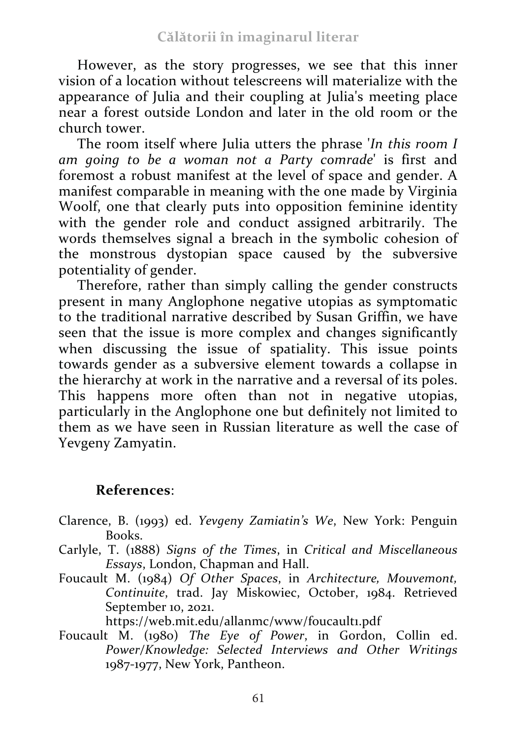However, as the story progresses, we see that this inner vision of a location without telescreens will materialize with the appearance of Julia and their coupling at Julia's meeting place near a forest outside London and later in the old room or the church tower.

The room itself where Julia utters the phrase '*In this room I am going to be a woman not a Party comrade*' is first and foremost a robust manifest at the level of space and gender. A manifest comparable in meaning with the one made by Virginia Woolf, one that clearly puts into opposition feminine identity with the gender role and conduct assigned arbitrarily. The words themselves signal a breach in the symbolic cohesion of the monstrous dystopian space caused by the subversive potentiality of gender.

Therefore, rather than simply calling the gender constructs present in many Anglophone negative utopias as symptomatic to the traditional narrative described by Susan Griffin, we have seen that the issue is more complex and changes significantly when discussing the issue of spatiality. This issue points towards gender as a subversive element towards a collapse in the hierarchy at work in the narrative and a reversal of its poles. This happens more often than not in negative utopias, particularly in the Anglophone one but definitely not limited to them as we have seen in Russian literature as well the case of Yevgeny Zamyatin.

## References:

Clarence, B. (1993) ed. *Yevgeny Zamiatin's We*, New York: Penguin Books.

Carlyle, T. (1888) *Signs of the Times*, in *Critical and Miscellaneous Essays*, London, Chapman and Hall.

Foucault M. (1984) *Of Other Spaces*, in *Architecture, Mouvemont, Continuite*, trad. Jay Miskowiec, October, 1984. Retrieved September 10, 2021. https://web.mit.edu/allanmc/www/foucault1.pdf

Foucault M. (1980) *The Eye of Power*, in Gordon, Collin ed. *Power/Knowledge: Selected Interviews and Other Writings* 1987-1977, New York, Pantheon.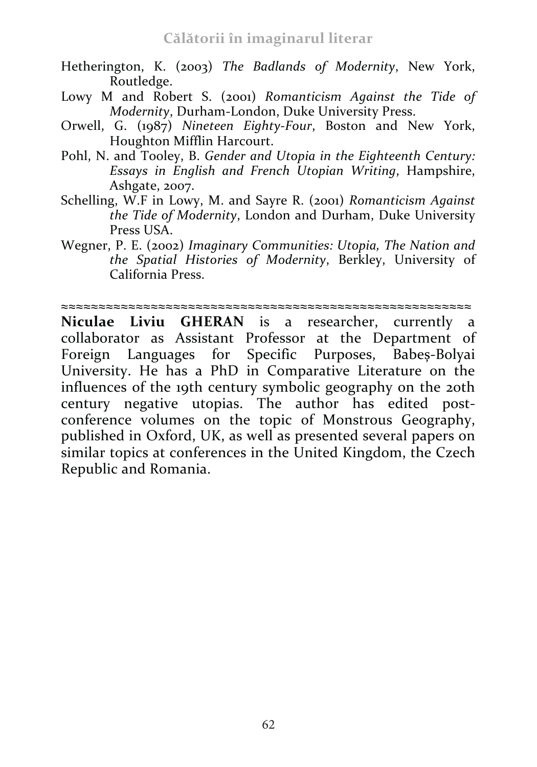Hetherington, K. (2003) *The Badlands of Modernity*, New York, Routledge.

Lowy M and Robert S. (2001) *Romanticism Against the Tide of Modernity*, Durham-London, Duke University Press.

Orwell, G. (1987) *Nineteen Eighty-Four*, Boston and New York, Houghton Mifflin Harcourt.

Pohl, N. and Tooley, B. *Gender and Utopia in the Eighteenth Century: Essays in English and French Utopian Writing*, Hampshire, Ashgate, 2007.

Schelling, W.F in Lowy, M. and Sayre R. (2001) *Romanticism Against the Tide of Modernity*, London and Durham, Duke University Press USA.

Wegner, P. E. (2002) *Imaginary Communities: Utopia, The Nation and the Spatial Histories of Modernity*, Berkley, University of California Press.

≈≈≈≈≈≈≈≈≈≈≈≈≈≈≈≈≈≈≈≈≈≈≈≈≈≈≈≈≈≈≈≈≈≈≈≈≈≈≈≈≈≈≈≈≈≈≈≈≈≈

**Niculae Liviu GHERAN** is a researcher, currently a collaborator as Assistant Professor at the Department of Foreign Languages for Specific Purposes, Babeș-Bolyai University. He has a PhD in Comparative Literature on the influences of the 19th century symbolic geography on the 20th century negative utopias. The author has edited post-conference volumes on the topic of Monstrous Geography, published in Oxford, UK, as well as presented several papers on similar topics at conferences in the United Kingdom, the Czech Republic and Romania.